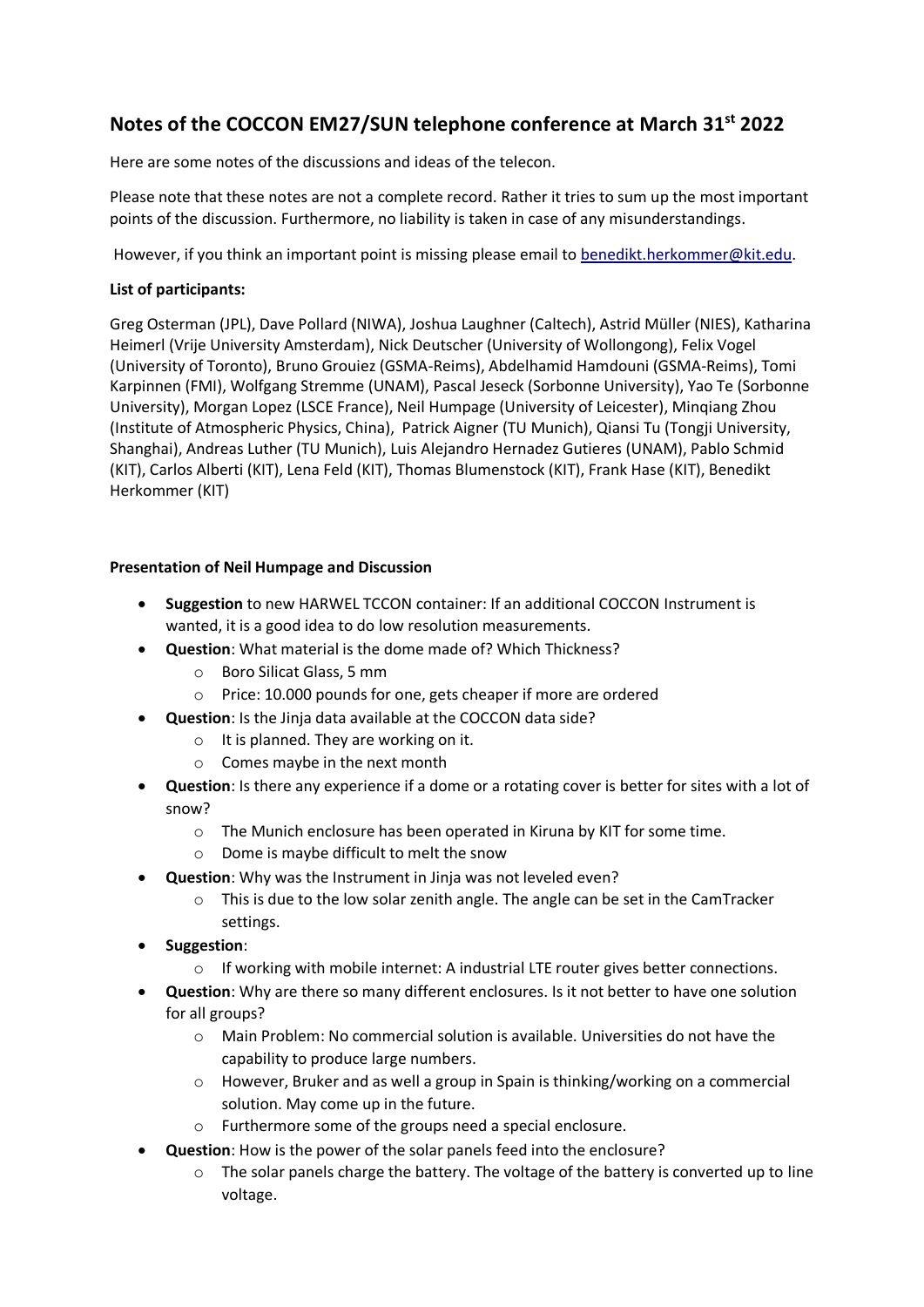## Notes of the COCCON EM27/SUN telephone conference at March 31st 2022

Here are some notes of the discussions and ideas of the telecon.

Please note that these notes are not a complete record. Rather it tries to sum up the most important points of the discussion. Furthermore, no liability is taken in case of any misunderstandings.

However, if you think an important point is missing please email to benedikt.herkommer@kit.edu.

**List of participants:**

Greg Osterman (JPL), Dave Pollard (NIWA), Joshua Laughner (Caltech), Astrid Müller (NIES), Katharina Heimerl (Vrije University Amsterdam), Nick Deutscher (University of Wollongong), Felix Vogel (University of Toronto), Bruno Grouiez (GSMA-Reims), Abdelhamid Hamdouni (GSMA-Reims), Tomi Karpinnen (FMI), Wolfgang Stremme (UNAM), Pascal Jeseck (Sorbonne University), Yao Te (Sorbonne University), Morgan Lopez (LSCE France), Neil Humpage (University of Leicester), Minqiang Zhou (Institute of Atmospheric Physics, China), Patrick Aigner (TU Munich), Qiansi Tu (Tongji University, Shanghai), Andreas Luther (TU Munich), Luis Alejandro Hernadez Gutieres (UNAM), Pablo Schmid (KIT), Carlos Alberti (KIT), Lena Feld (KIT), Thomas Blumenstock (KIT), Frank Hase (KIT), Benedikt Herkommer (KIT)

**Presentation of Neil Humpage and Discussion**

- **Suggestion** to new HARWEL TCCON container: If an additional COCCON Instrument is wanted, it is a good idea to do low resolution measurements.
- **Question**: What material is the dome made of? Which Thickness?
  - Boro Silicat Glass, 5 mm
  - Price: 10.000 pounds for one, gets cheaper if more are ordered
- **Question**: Is the Jinja data available at the COCCON data side?
  - It is planned. They are working on it.
  - Comes maybe in the next month
- **Question**: Is there any experience if a dome or a rotating cover is better for sites with a lot of snow?
  - The Munich enclosure has been operated in Kiruna by KIT for some time.
  - Dome is maybe difficult to melt the snow
- **Question**: Why was the Instrument in Jinja was not leveled even?
  - This is due to the low solar zenith angle. The angle can be set in the CamTracker settings.
- **Suggestion**:
  - If working with mobile internet: A industrial LTE router gives better connections.
- **Question**: Why are there so many different enclosures. Is it not better to have one solution for all groups?
  - Main Problem: No commercial solution is available. Universities do not have the capability to produce large numbers.
  - However, Bruker and as well a group in Spain is thinking/working on a commercial solution. May come up in the future.
  - Furthermore some of the groups need a special enclosure.
- **Question**: How is the power of the solar panels feed into the enclosure?
  - The solar panels charge the battery. The voltage of the battery is converted up to line voltage.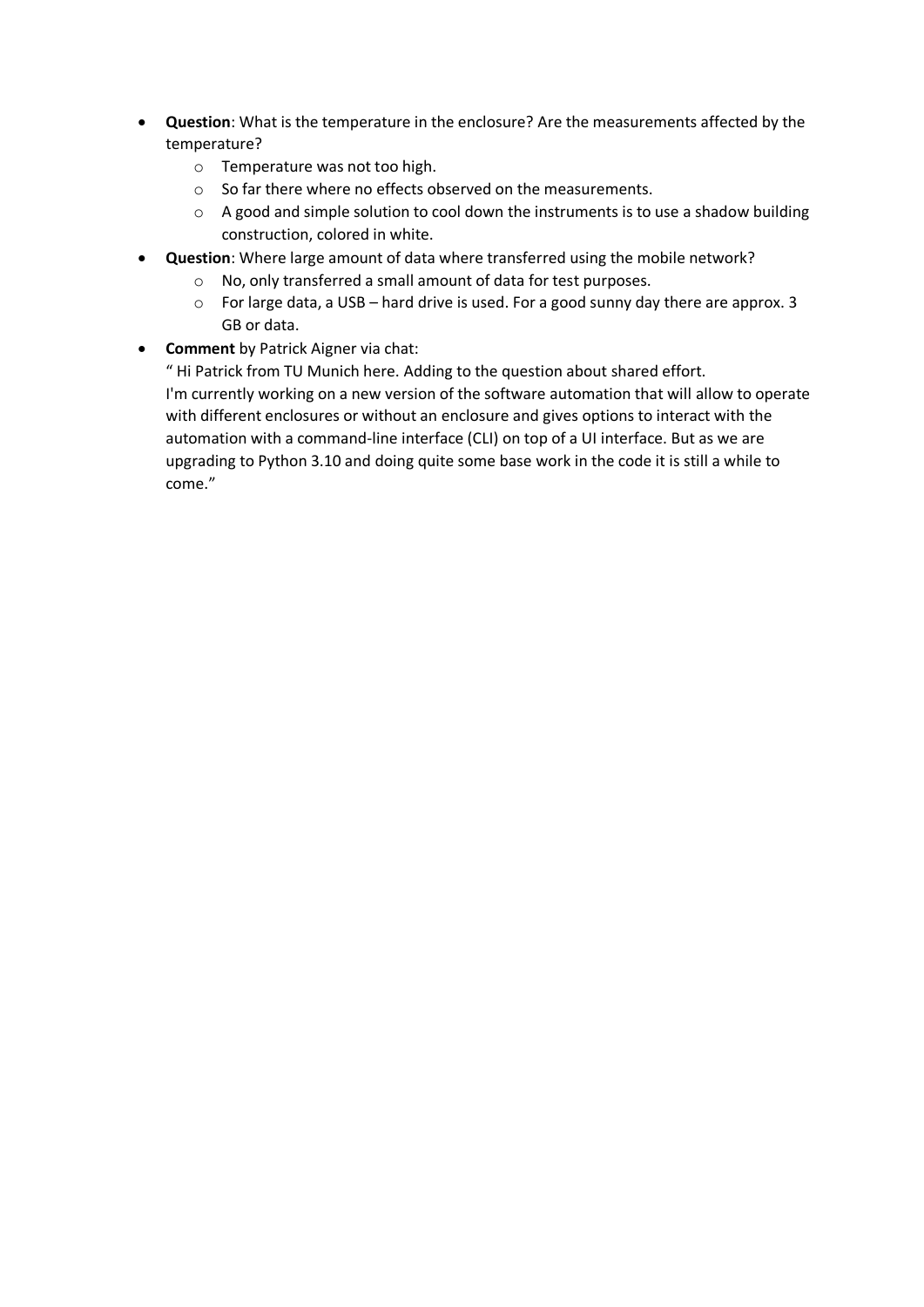- **Question**: What is the temperature in the enclosure? Are the measurements affected by the temperature?
  - Temperature was not too high.
  - So far there where no effects observed on the measurements.
  - A good and simple solution to cool down the instruments is to use a shadow building construction, colored in white.
- **Question**: Where large amount of data where transferred using the mobile network?
  - No, only transferred a small amount of data for test purposes.
  - For large data, a USB – hard drive is used. For a good sunny day there are approx. 3 GB or data.
- **Comment** by Patrick Aigner via chat:
  " Hi Patrick from TU Munich here. Adding to the question about shared effort.
  I'm currently working on a new version of the software automation that will allow to operate with different enclosures or without an enclosure and gives options to interact with the automation with a command-line interface (CLI) on top of a UI interface. But as we are upgrading to Python 3.10 and doing quite some base work in the code it is still a while to come."